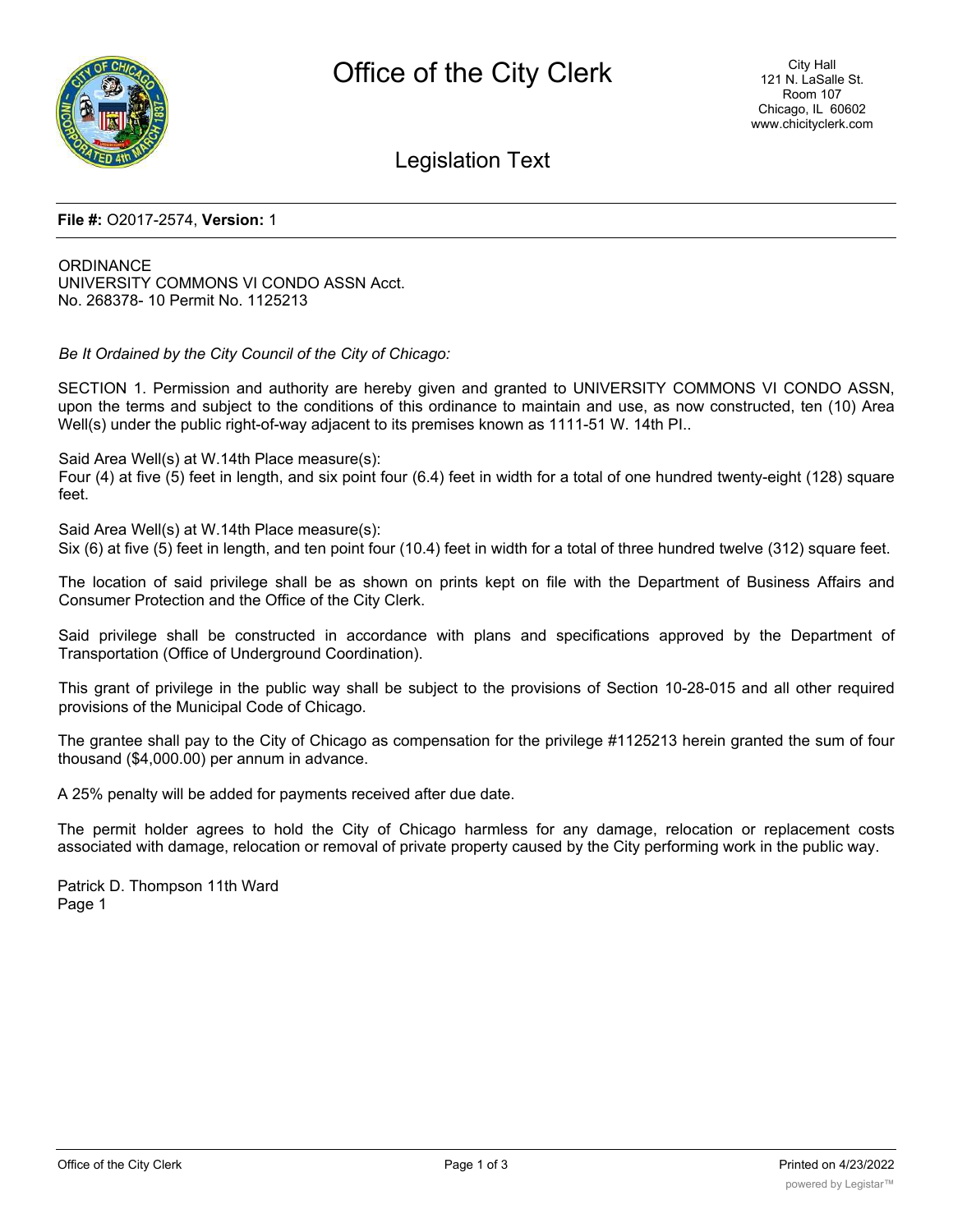# Office of the City Clerk

City Hall
121 N. LaSalle St.
Room 107
Chicago, IL 60602
www.chicityclerk.com

## Legislation Text

**File #:** O2017-2574, **Version:** 1

ORDINANCE
UNIVERSITY COMMONS VI CONDO ASSN Acct. No. 268378- 10 Permit No. 1125213

*Be It Ordained by the City Council of the City of Chicago:*

SECTION 1. Permission and authority are hereby given and granted to UNIVERSITY COMMONS VI CONDO ASSN, upon the terms and subject to the conditions of this ordinance to maintain and use, as now constructed, ten (10) Area Well(s) under the public right-of-way adjacent to its premises known as 1111-51 W. 14th Pl..

Said Area Well(s) at W.14th Place measure(s):
Four (4) at five (5) feet in length, and six point four (6.4) feet in width for a total of one hundred twenty-eight (128) square feet.

Said Area Well(s) at W.14th Place measure(s):
Six (6) at five (5) feet in length, and ten point four (10.4) feet in width for a total of three hundred twelve (312) square feet.

The location of said privilege shall be as shown on prints kept on file with the Department of Business Affairs and Consumer Protection and the Office of the City Clerk.

Said privilege shall be constructed in accordance with plans and specifications approved by the Department of Transportation (Office of Underground Coordination).

This grant of privilege in the public way shall be subject to the provisions of Section 10-28-015 and all other required provisions of the Municipal Code of Chicago.

The grantee shall pay to the City of Chicago as compensation for the privilege #1125213 herein granted the sum of four thousand ($4,000.00) per annum in advance.

A 25% penalty will be added for payments received after due date.

The permit holder agrees to hold the City of Chicago harmless for any damage, relocation or replacement costs associated with damage, relocation or removal of private property caused by the City performing work in the public way.

Patrick D. Thompson 11th Ward
Page 1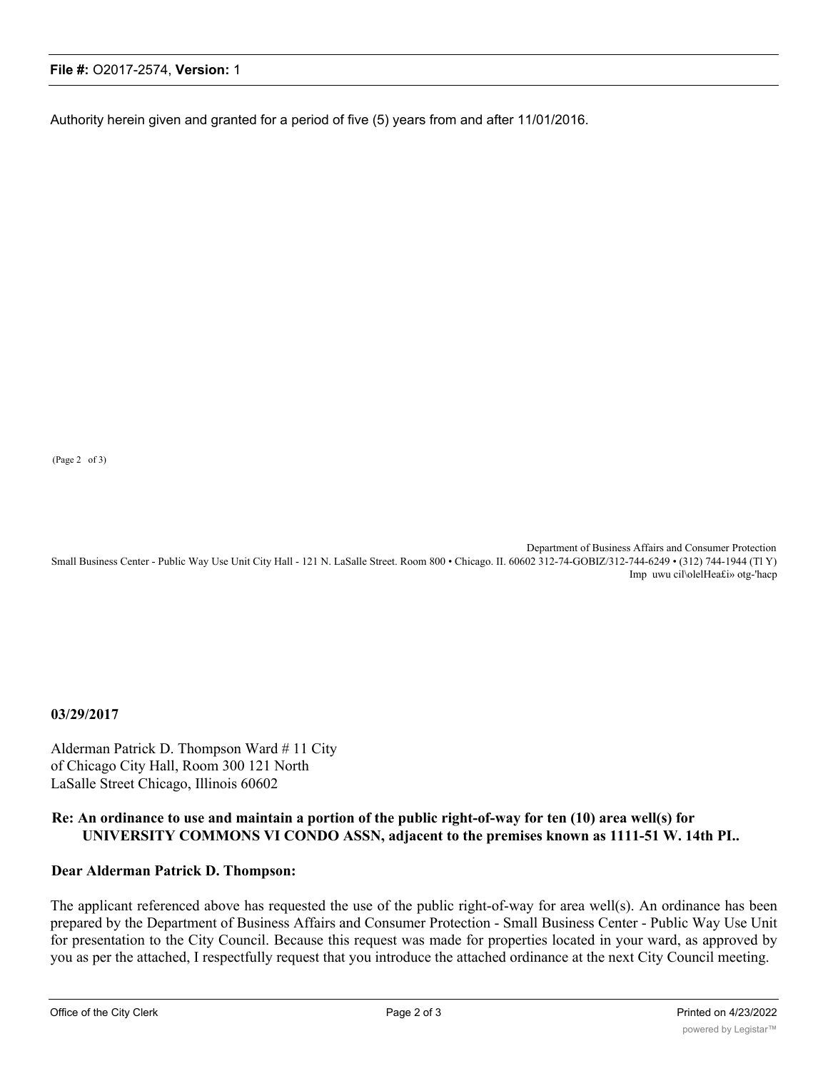Authority herein given and granted for a period of five (5) years from and after 11/01/2016.

(Page 2 of 3)

Department of Business Affairs and Consumer Protection
Small Business Center - Public Way Use Unit City Hall - 121 N. LaSalle Street. Room 800 • Chicago. II. 60602 312-74-GOBIZ/312-744-6249 • (312) 744-1944 (Tl Y)
Imp uwu cil\olelHea£i» otg-'hacp

**03/29/2017**

Alderman Patrick D. Thompson Ward # 11 City of Chicago City Hall, Room 300 121 North LaSalle Street Chicago, Illinois 60602

**Re: An ordinance to use and maintain a portion of the public right-of-way for ten (10) area well(s) for UNIVERSITY COMMONS VI CONDO ASSN, adjacent to the premises known as 1111-51 W. 14th Pl..**

**Dear Alderman Patrick D. Thompson:**

The applicant referenced above has requested the use of the public right-of-way for area well(s). An ordinance has been prepared by the Department of Business Affairs and Consumer Protection - Small Business Center - Public Way Use Unit for presentation to the City Council. Because this request was made for properties located in your ward, as approved by you as per the attached, I respectfully request that you introduce the attached ordinance at the next City Council meeting.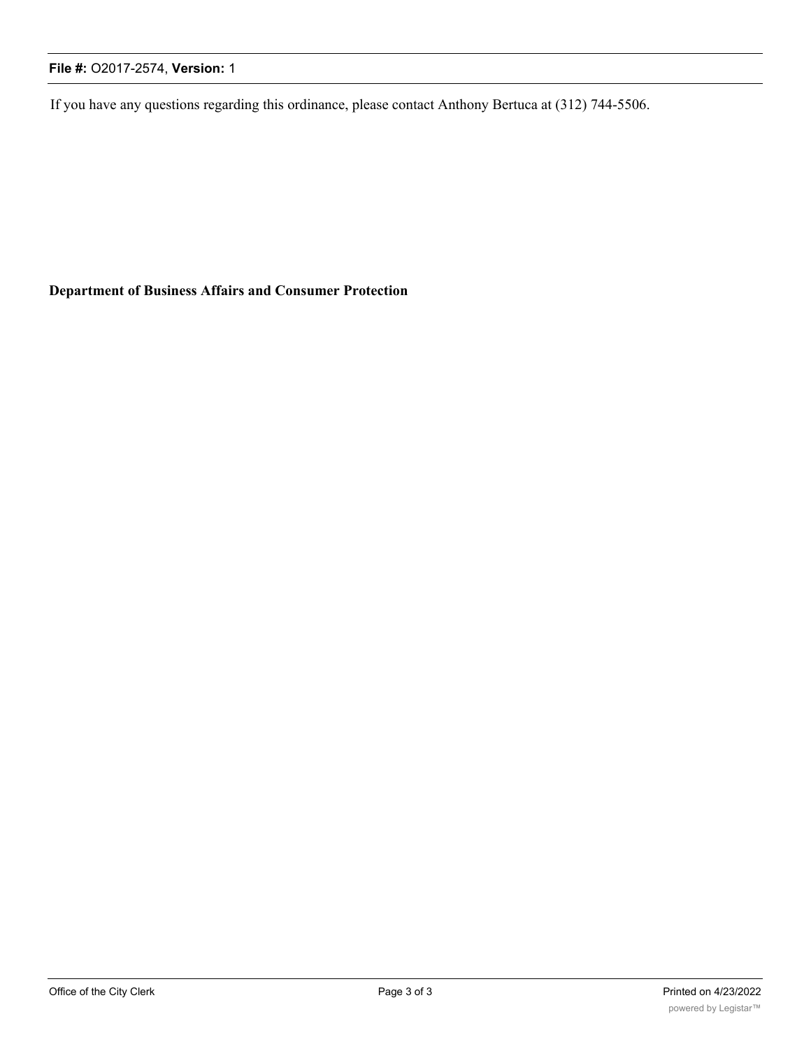If you have any questions regarding this ordinance, please contact Anthony Bertuca at (312) 744-5506.

**Department of Business Affairs and Consumer Protection**